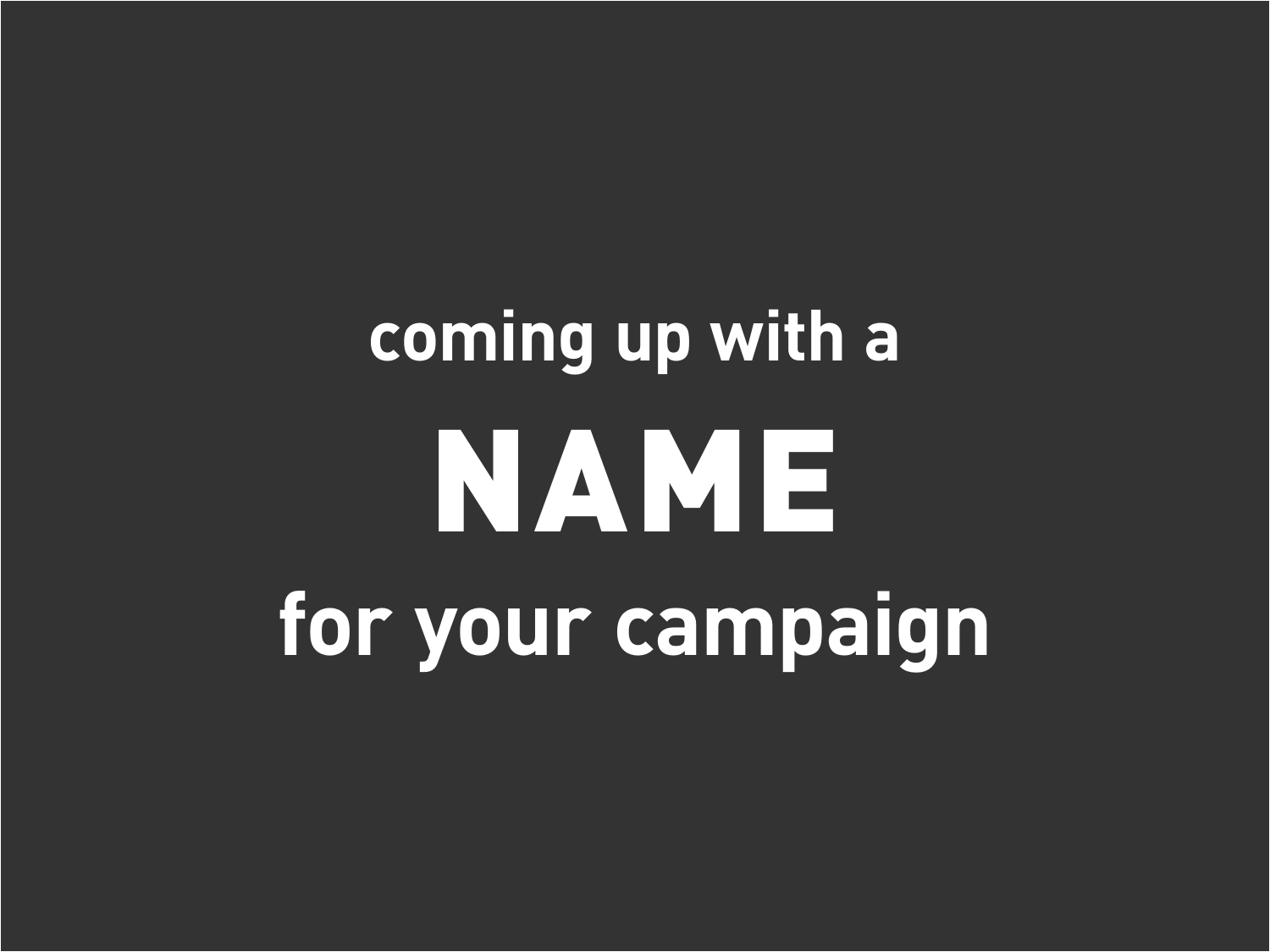# coming up with a NAME for your campaign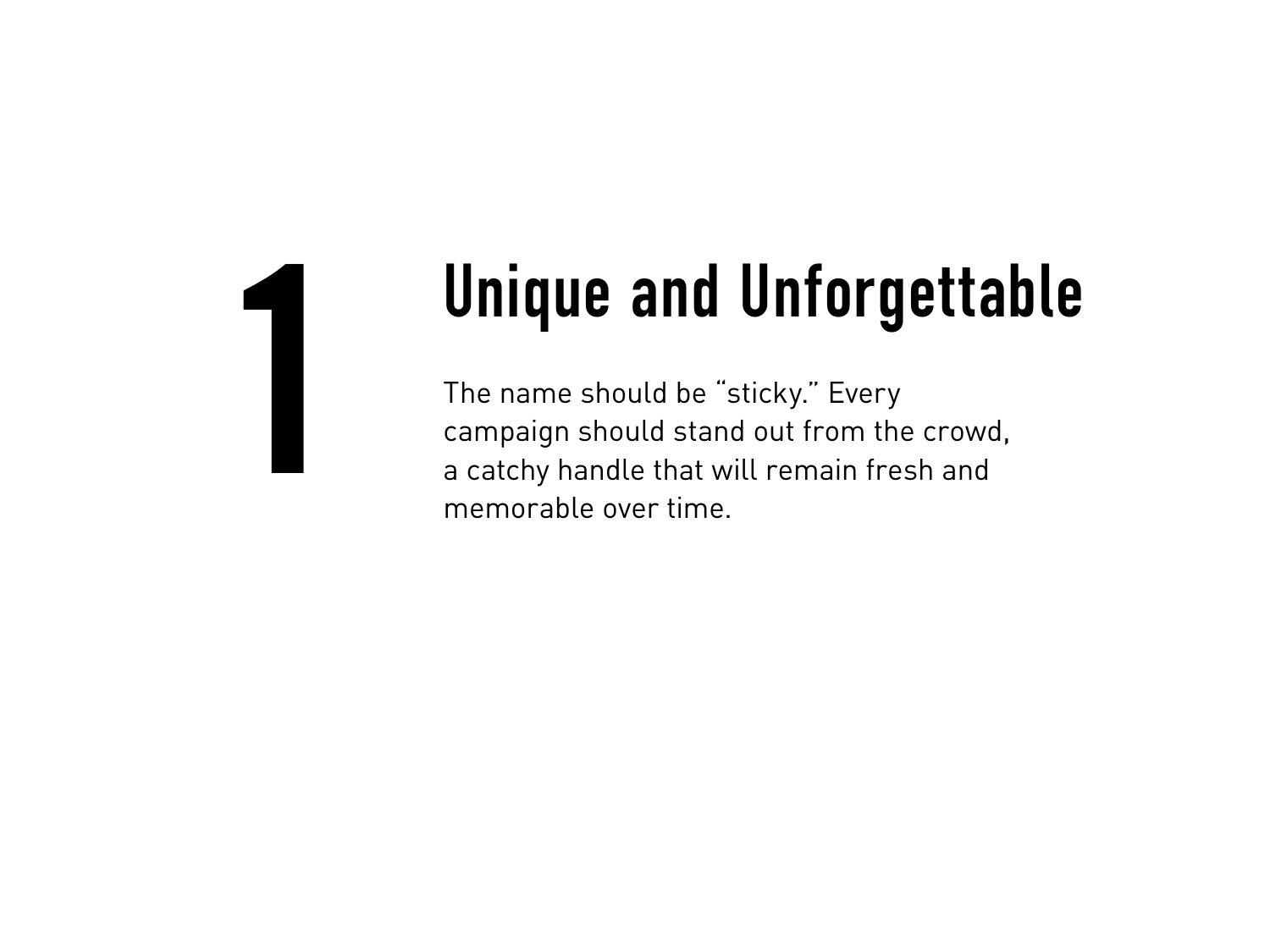# 1

## Unique and Unforgettable

The name should be “sticky.” Every campaign should stand out from the crowd, a catchy handle that will remain fresh and memorable over time.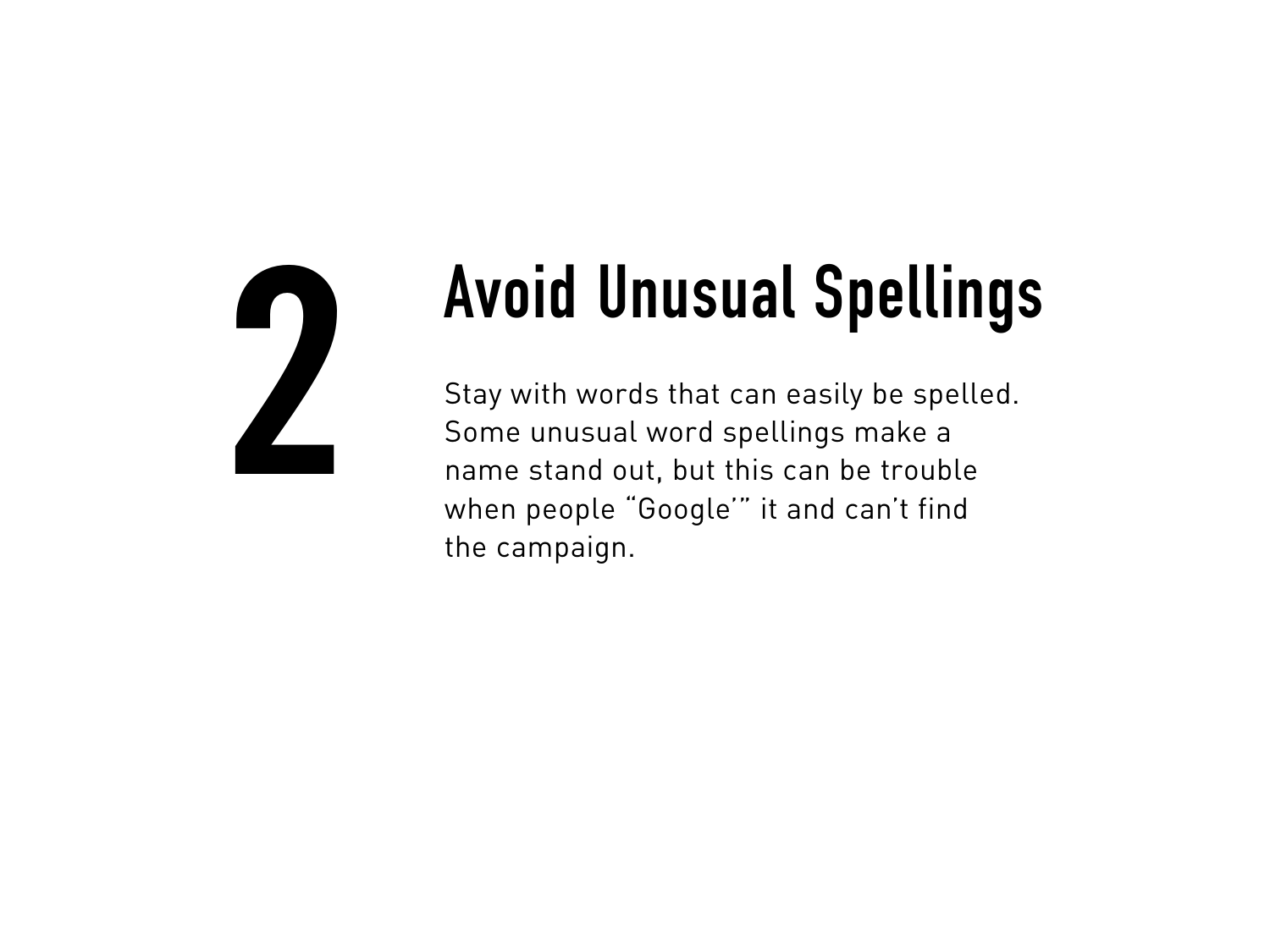# 2 Avoid Unusual Spellings

Stay with words that can easily be spelled. Some unusual word spellings make a name stand out, but this can be trouble when people "Google'" it and can't find the campaign.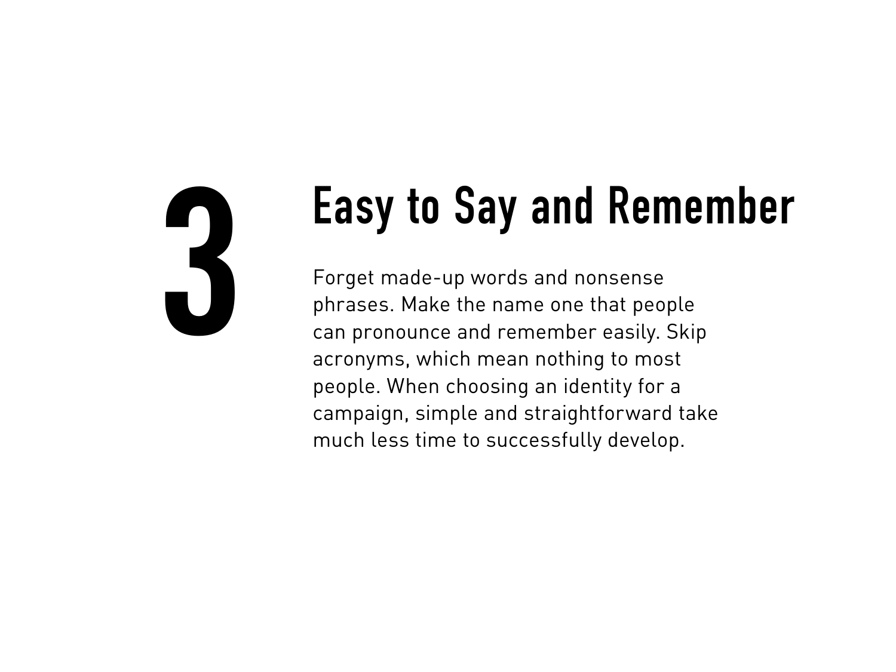# 3 Easy to Say and Remember

Forget made-up words and nonsense phrases. Make the name one that people can pronounce and remember easily. Skip acronyms, which mean nothing to most people. When choosing an identity for a campaign, simple and straightforward take much less time to successfully develop.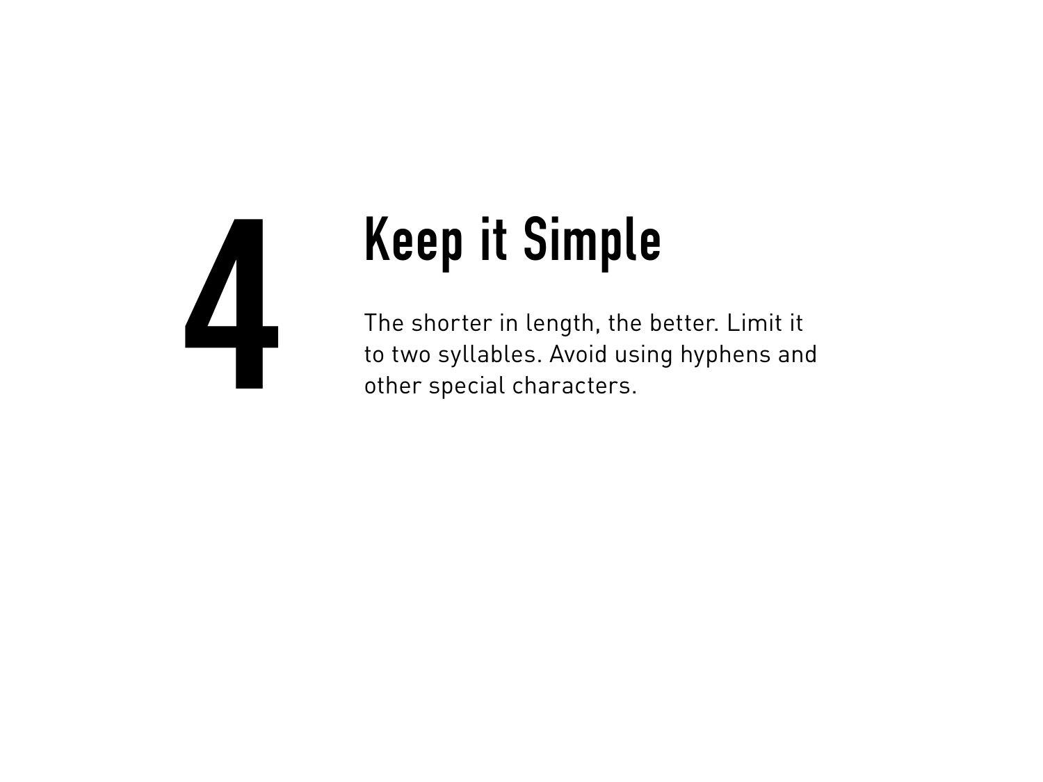# 4

## Keep it Simple

The shorter in length, the better. Limit it to two syllables. Avoid using hyphens and other special characters.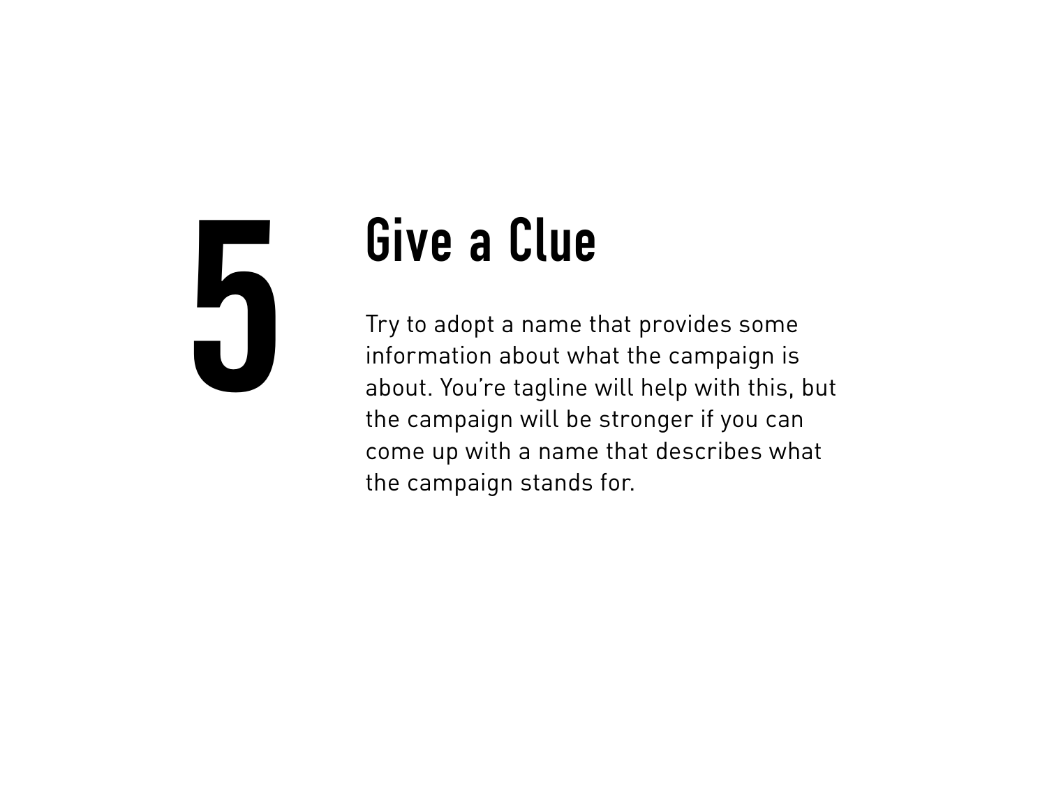# 5

## Give a Clue

Try to adopt a name that provides some information about what the campaign is about. You're tagline will help with this, but the campaign will be stronger if you can come up with a name that describes what the campaign stands for.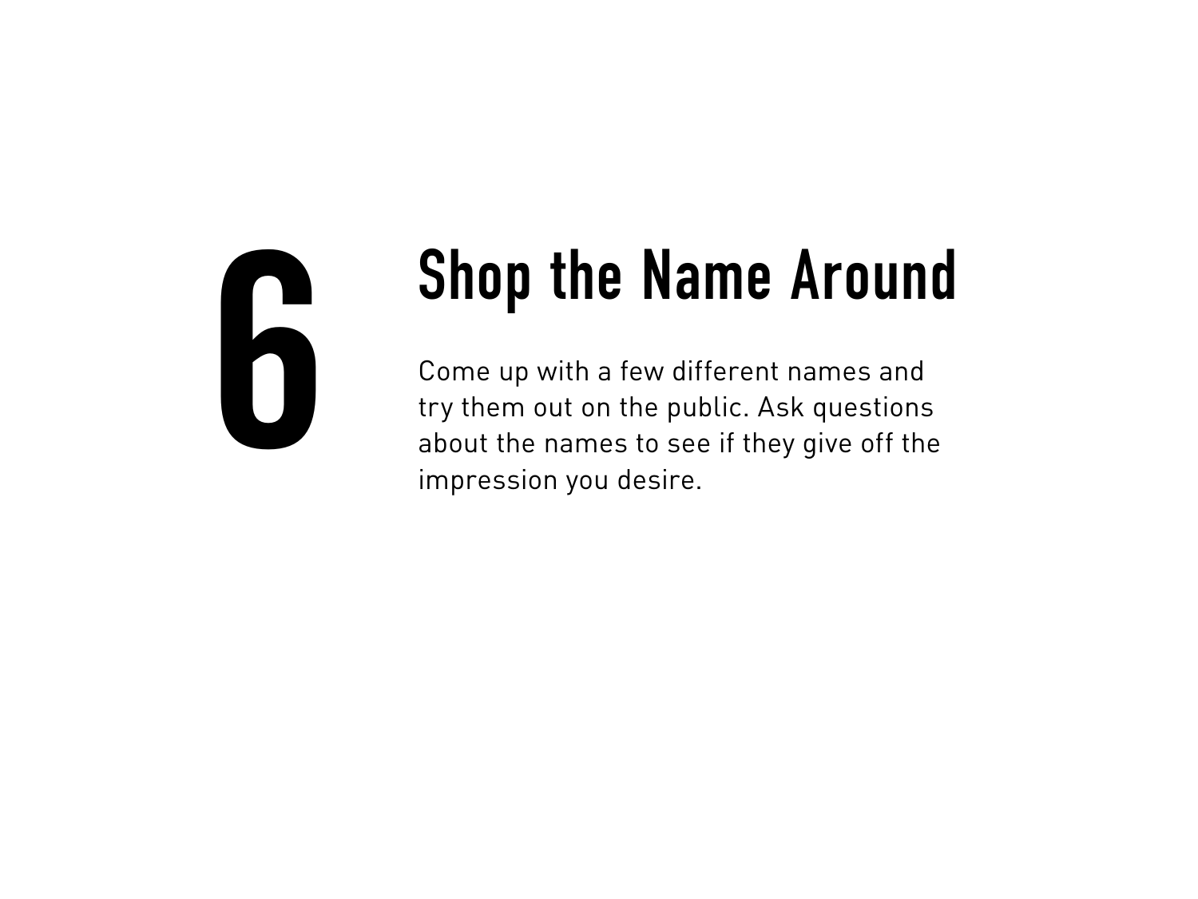# 6

## Shop the Name Around

Come up with a few different names and try them out on the public. Ask questions about the names to see if they give off the impression you desire.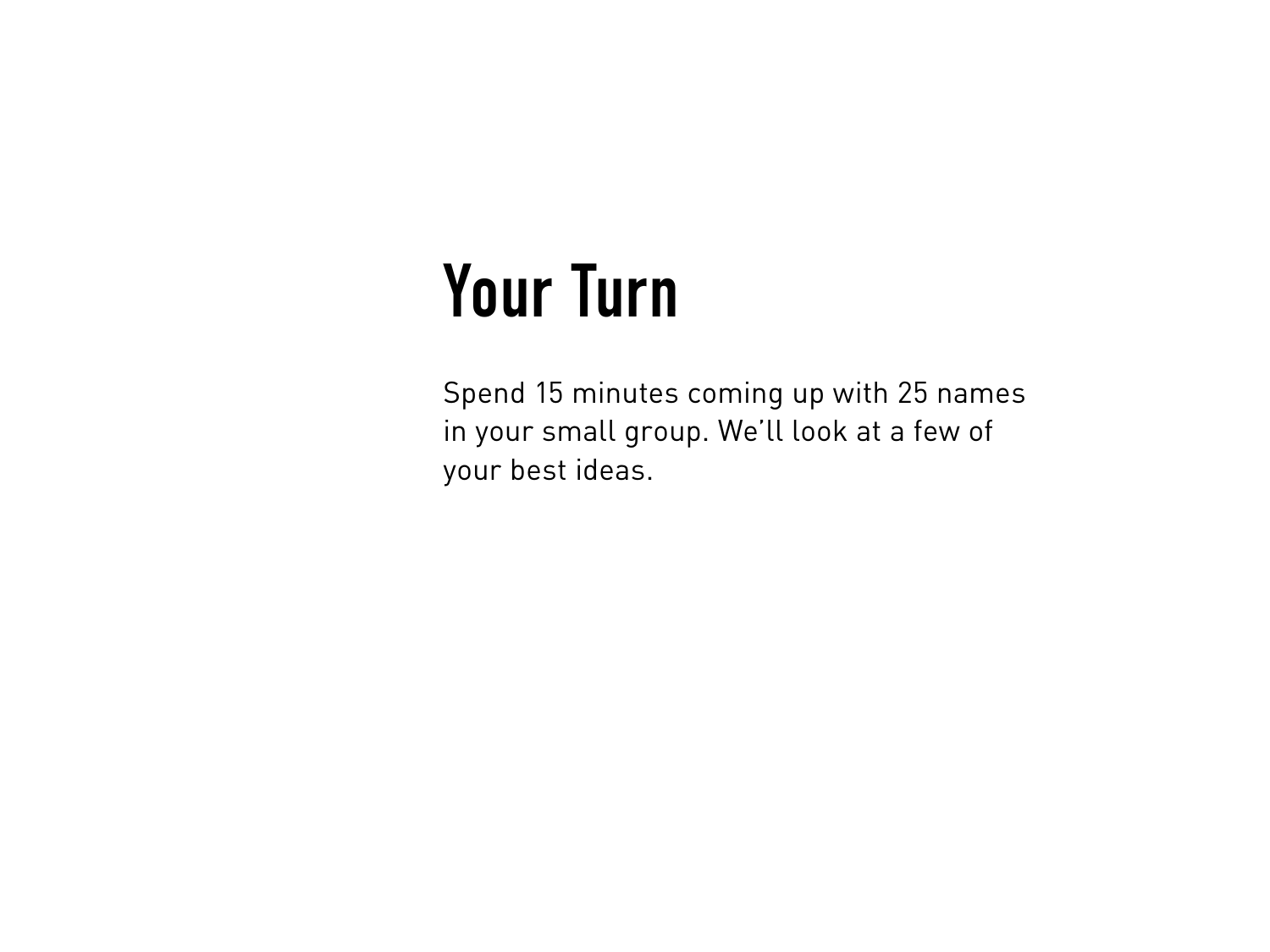# Your Turn

Spend 15 minutes coming up with 25 names in your small group. We'll look at a few of your best ideas.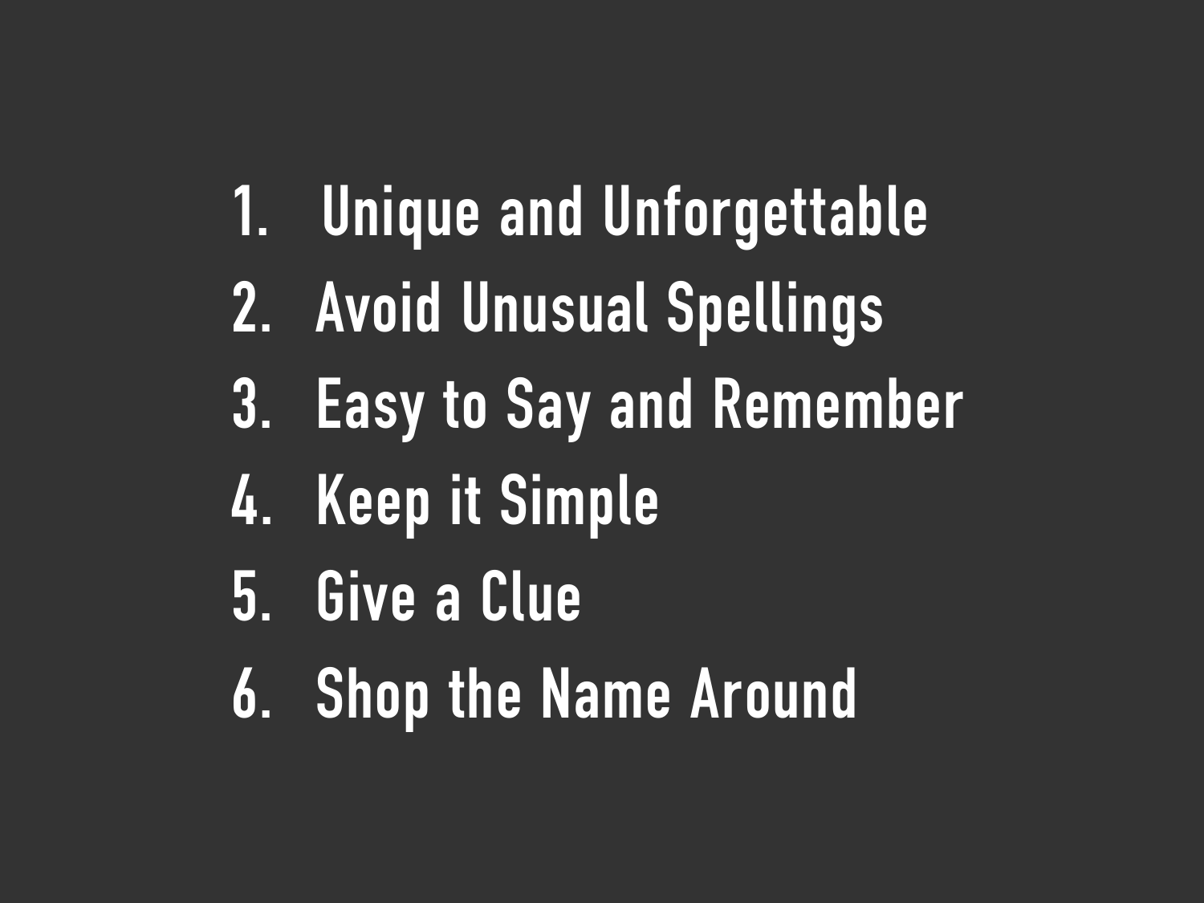1. Unique and Unforgettable
2. Avoid Unusual Spellings
3. Easy to Say and Remember
4. Keep it Simple
5. Give a Clue
6. Shop the Name Around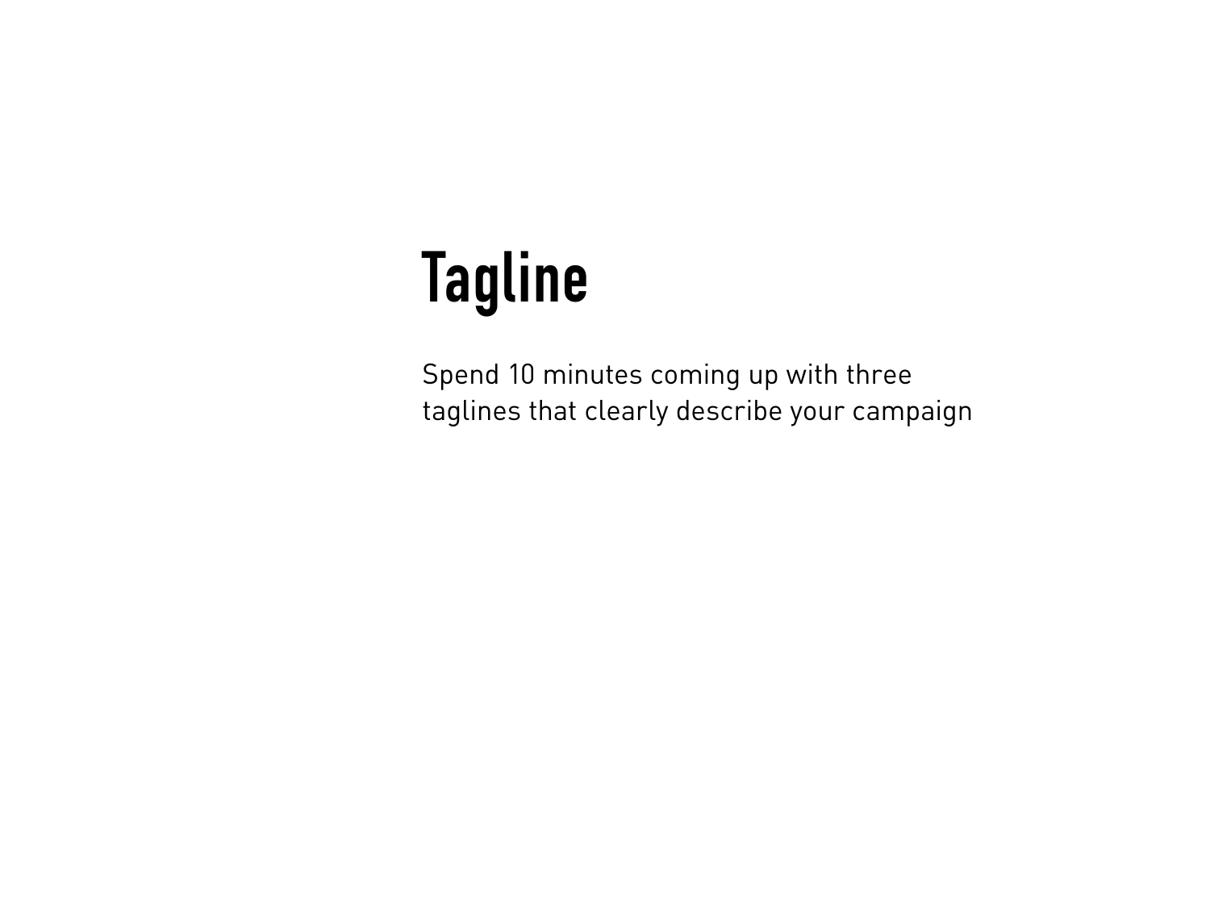# Tagline

Spend 10 minutes coming up with three taglines that clearly describe your campaign